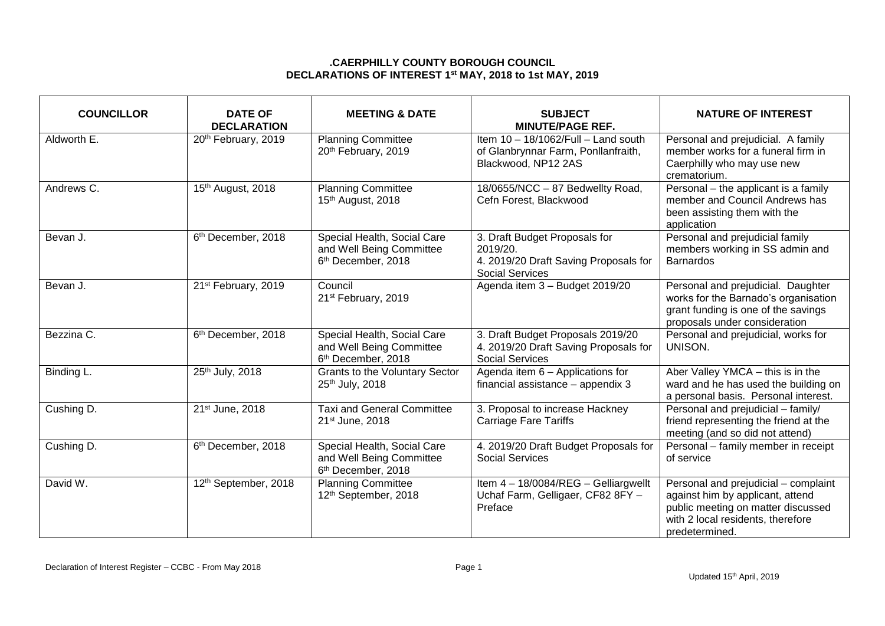**.CAERPHILLY COUNTY BOROUGH COUNCIL**
**DECLARATIONS OF INTEREST 1st MAY, 2018 to 1st MAY, 2019**

| COUNCILLOR | DATE OF DECLARATION | MEETING & DATE | SUBJECT MINUTE/PAGE REF. | NATURE OF INTEREST |
|---|---|---|---|---|
| Aldworth E. | 20th February, 2019 | Planning Committee 20th February, 2019 | Item 10 – 18/1062/Full – Land south of Glanbrynnar Farm, Ponllanfraith, Blackwood, NP12 2AS | Personal and prejudicial. A family member works for a funeral firm in Caerphilly who may use new crematorium. |
| Andrews C. | 15th August, 2018 | Planning Committee 15th August, 2018 | 18/0655/NCC – 87 Bedwellty Road, Cefn Forest, Blackwood | Personal – the applicant is a family member and Council Andrews has been assisting them with the application |
| Bevan J. | 6th December, 2018 | Special Health, Social Care and Well Being Committee 6th December, 2018 | 3. Draft Budget Proposals for 2019/20. 4. 2019/20 Draft Saving Proposals for Social Services | Personal and prejudicial family members working in SS admin and Barnardos |
| Bevan J. | 21st February, 2019 | Council 21st February, 2019 | Agenda item 3 – Budget 2019/20 | Personal and prejudicial. Daughter works for the Barnado's organisation grant funding is one of the savings proposals under consideration |
| Bezzina C. | 6th December, 2018 | Special Health, Social Care and Well Being Committee 6th December, 2018 | 3. Draft Budget Proposals 2019/20 4. 2019/20 Draft Saving Proposals for Social Services | Personal and prejudicial, works for UNISON. |
| Binding L. | 25th July, 2018 | Grants to the Voluntary Sector 25th July, 2018 | Agenda item 6 – Applications for financial assistance – appendix 3 | Aber Valley YMCA – this is in the ward and he has used the building on a personal basis. Personal interest. |
| Cushing D. | 21st June, 2018 | Taxi and General Committee 21st June, 2018 | 3. Proposal to increase Hackney Carriage Fare Tariffs | Personal and prejudicial – family/ friend representing the friend at the meeting (and so did not attend) |
| Cushing D. | 6th December, 2018 | Special Health, Social Care and Well Being Committee 6th December, 2018 | 4. 2019/20 Draft Budget Proposals for Social Services | Personal – family member in receipt of service |
| David W. | 12th September, 2018 | Planning Committee 12th September, 2018 | Item 4 – 18/0084/REG – Gelliargwellt Uchaf Farm, Gelligaer, CF82 8FY – Preface | Personal and prejudicial – complaint against him by applicant, attend public meeting on matter discussed with 2 local residents, therefore predetermined. |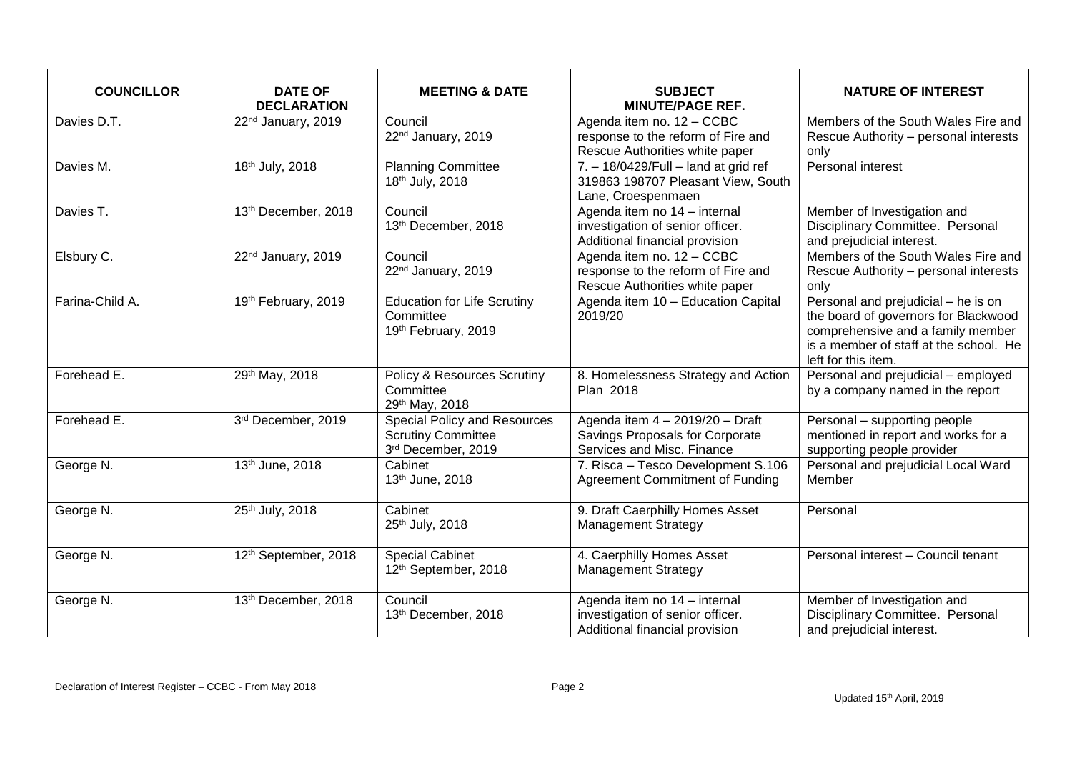| COUNCILLOR | DATE OF DECLARATION | MEETING & DATE | SUBJECT MINUTE/PAGE REF. | NATURE OF INTEREST |
|---|---|---|---|---|
| Davies D.T. | 22nd January, 2019 | Council 22nd January, 2019 | Agenda item no. 12 – CCBC response to the reform of Fire and Rescue Authorities white paper | Members of the South Wales Fire and Rescue Authority – personal interests only |
| Davies M. | 18th July, 2018 | Planning Committee 18th July, 2018 | 7. – 18/0429/Full – land at grid ref 319863 198707 Pleasant View, South Lane, Croespenmaen | Personal interest |
| Davies T. | 13th December, 2018 | Council 13th December, 2018 | Agenda item no 14 – internal investigation of senior officer. Additional financial provision | Member of Investigation and Disciplinary Committee. Personal and prejudicial interest. |
| Elsbury C. | 22nd January, 2019 | Council 22nd January, 2019 | Agenda item no. 12 – CCBC response to the reform of Fire and Rescue Authorities white paper | Members of the South Wales Fire and Rescue Authority – personal interests only |
| Farina-Child A. | 19th February, 2019 | Education for Life Scrutiny Committee 19th February, 2019 | Agenda item 10 – Education Capital 2019/20 | Personal and prejudicial – he is on the board of governors for Blackwood comprehensive and a family member is a member of staff at the school. He left for this item. |
| Forehead E. | 29th May, 2018 | Policy & Resources Scrutiny Committee 29th May, 2018 | 8. Homelessness Strategy and Action Plan 2018 | Personal and prejudicial – employed by a company named in the report |
| Forehead E. | 3rd December, 2019 | Special Policy and Resources Scrutiny Committee 3rd December, 2019 | Agenda item 4 – 2019/20 – Draft Savings Proposals for Corporate Services and Misc. Finance | Personal – supporting people mentioned in report and works for a supporting people provider |
| George N. | 13th June, 2018 | Cabinet 13th June, 2018 | 7. Risca – Tesco Development S.106 Agreement Commitment of Funding | Personal and prejudicial Local Ward Member |
| George N. | 25th July, 2018 | Cabinet 25th July, 2018 | 9. Draft Caerphilly Homes Asset Management Strategy | Personal |
| George N. | 12th September, 2018 | Special Cabinet 12th September, 2018 | 4. Caerphilly Homes Asset Management Strategy | Personal interest – Council tenant |
| George N. | 13th December, 2018 | Council 13th December, 2018 | Agenda item no 14 – internal investigation of senior officer. Additional financial provision | Member of Investigation and Disciplinary Committee. Personal and prejudicial interest. |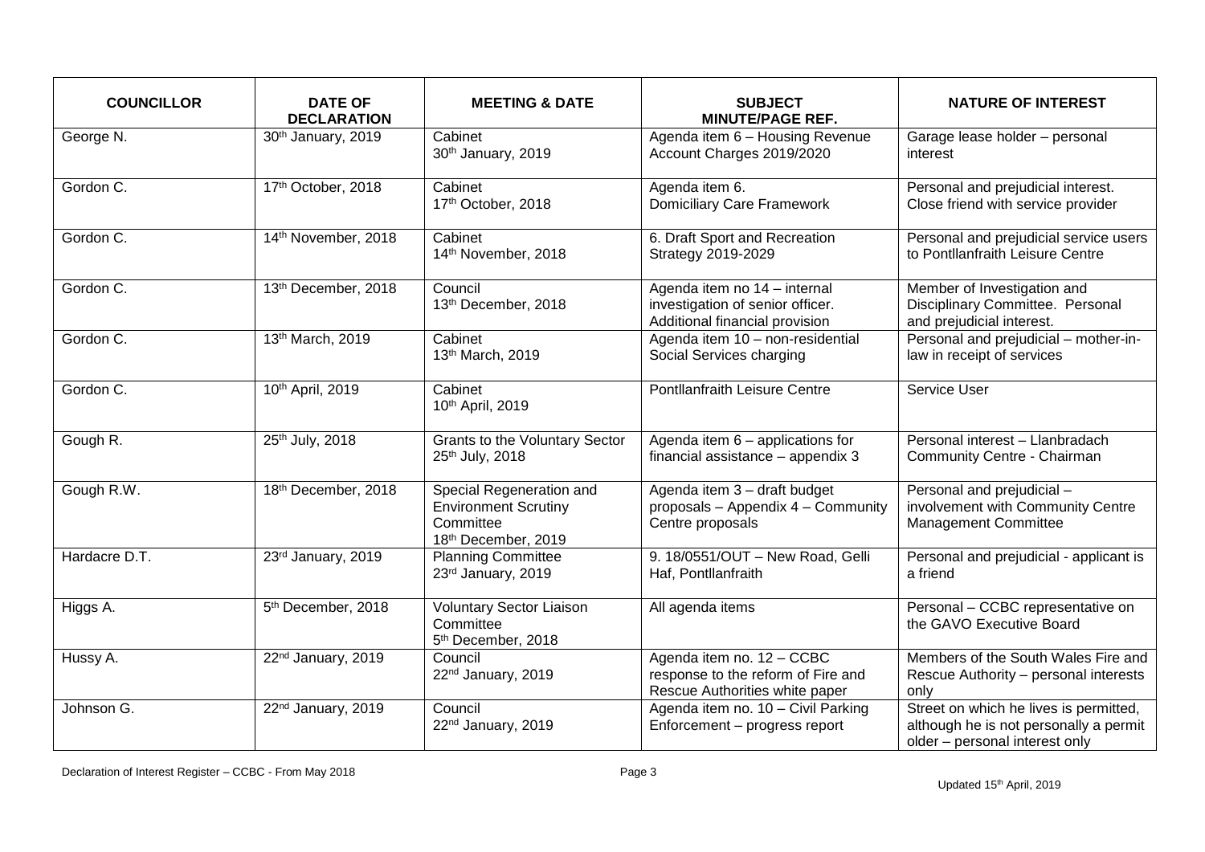| COUNCILLOR | DATE OF DECLARATION | MEETING & DATE | SUBJECT MINUTE/PAGE REF. | NATURE OF INTEREST |
|---|---|---|---|---|
| George N. | 30th January, 2019 | Cabinet 30th January, 2019 | Agenda item 6 – Housing Revenue Account Charges 2019/2020 | Garage lease holder – personal interest |
| Gordon C. | 17th October, 2018 | Cabinet 17th October, 2018 | Agenda item 6. Domiciliary Care Framework | Personal and prejudicial interest. Close friend with service provider |
| Gordon C. | 14th November, 2018 | Cabinet 14th November, 2018 | 6. Draft Sport and Recreation Strategy 2019-2029 | Personal and prejudicial service users to Pontllanfraith Leisure Centre |
| Gordon C. | 13th December, 2018 | Council 13th December, 2018 | Agenda item no 14 – internal investigation of senior officer. Additional financial provision | Member of Investigation and Disciplinary Committee. Personal and prejudicial interest. |
| Gordon C. | 13th March, 2019 | Cabinet 13th March, 2019 | Agenda item 10 – non-residential Social Services charging | Personal and prejudicial – mother-in-law in receipt of services |
| Gordon C. | 10th April, 2019 | Cabinet 10th April, 2019 | Pontllanfraith Leisure Centre | Service User |
| Gough R. | 25th July, 2018 | Grants to the Voluntary Sector 25th July, 2018 | Agenda item 6 – applications for financial assistance – appendix 3 | Personal interest – Llanbradach Community Centre - Chairman |
| Gough R.W. | 18th December, 2018 | Special Regeneration and Environment Scrutiny Committee 18th December, 2019 | Agenda item 3 – draft budget proposals – Appendix 4 – Community Centre proposals | Personal and prejudicial – involvement with Community Centre Management Committee |
| Hardacre D.T. | 23rd January, 2019 | Planning Committee 23rd January, 2019 | 9. 18/0551/OUT – New Road, Gelli Haf, Pontllanfraith | Personal and prejudicial - applicant is a friend |
| Higgs A. | 5th December, 2018 | Voluntary Sector Liaison Committee 5th December, 2018 | All agenda items | Personal – CCBC representative on the GAVO Executive Board |
| Hussy A. | 22nd January, 2019 | Council 22nd January, 2019 | Agenda item no. 12 – CCBC response to the reform of Fire and Rescue Authorities white paper | Members of the South Wales Fire and Rescue Authority – personal interests only |
| Johnson G. | 22nd January, 2019 | Council 22nd January, 2019 | Agenda item no. 10 – Civil Parking Enforcement – progress report | Street on which he lives is permitted, although he is not personally a permit older – personal interest only |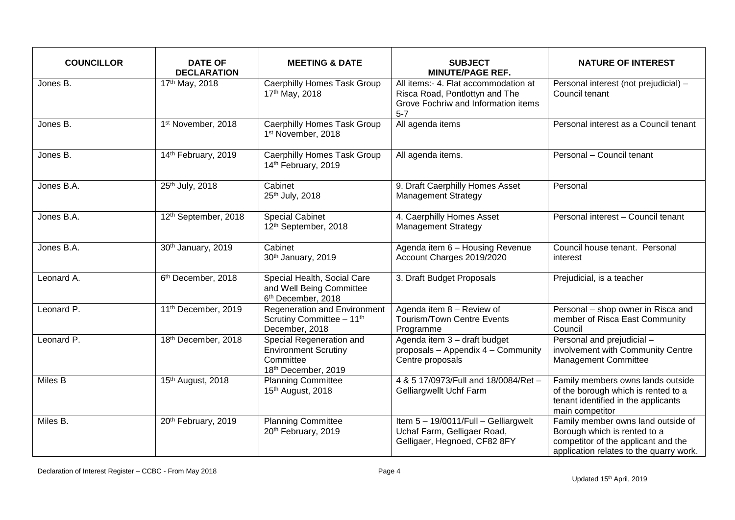| COUNCILLOR | DATE OF DECLARATION | MEETING & DATE | SUBJECT MINUTE/PAGE REF. | NATURE OF INTEREST |
|---|---|---|---|---|
| Jones B. | 17th May, 2018 | Caerphilly Homes Task Group 17th May, 2018 | All items:- 4. Flat accommodation at Risca Road, Pontlottyn and The Grove Fochriw and Information items 5-7 | Personal interest (not prejudicial) – Council tenant |
| Jones B. | 1st November, 2018 | Caerphilly Homes Task Group 1st November, 2018 | All agenda items | Personal interest as a Council tenant |
| Jones B. | 14th February, 2019 | Caerphilly Homes Task Group 14th February, 2019 | All agenda items. | Personal – Council tenant |
| Jones B.A. | 25th July, 2018 | Cabinet 25th July, 2018 | 9. Draft Caerphilly Homes Asset Management Strategy | Personal |
| Jones B.A. | 12th September, 2018 | Special Cabinet 12th September, 2018 | 4. Caerphilly Homes Asset Management Strategy | Personal interest – Council tenant |
| Jones B.A. | 30th January, 2019 | Cabinet 30th January, 2019 | Agenda item 6 – Housing Revenue Account Charges 2019/2020 | Council house tenant. Personal interest |
| Leonard A. | 6th December, 2018 | Special Health, Social Care and Well Being Committee 6th December, 2018 | 3. Draft Budget Proposals | Prejudicial, is a teacher |
| Leonard P. | 11th December, 2019 | Regeneration and Environment Scrutiny Committee – 11th December, 2018 | Agenda item 8 – Review of Tourism/Town Centre Events Programme | Personal – shop owner in Risca and member of Risca East Community Council |
| Leonard P. | 18th December, 2018 | Special Regeneration and Environment Scrutiny Committee 18th December, 2019 | Agenda item 3 – draft budget proposals – Appendix 4 – Community Centre proposals | Personal and prejudicial – involvement with Community Centre Management Committee |
| Miles B | 15th August, 2018 | Planning Committee 15th August, 2018 | 4 & 5 17/0973/Full and 18/0084/Ret – Gelliargwellt Uchf Farm | Family members owns lands outside of the borough which is rented to a tenant identified in the applicants main competitor |
| Miles B. | 20th February, 2019 | Planning Committee 20th February, 2019 | Item 5 – 19/0011/Full – Gelliargwelt Uchaf Farm, Gelligaer Road, Gelligaer, Hegnoed, CF82 8FY | Family member owns land outside of Borough which is rented to a competitor of the applicant and the application relates to the quarry work. |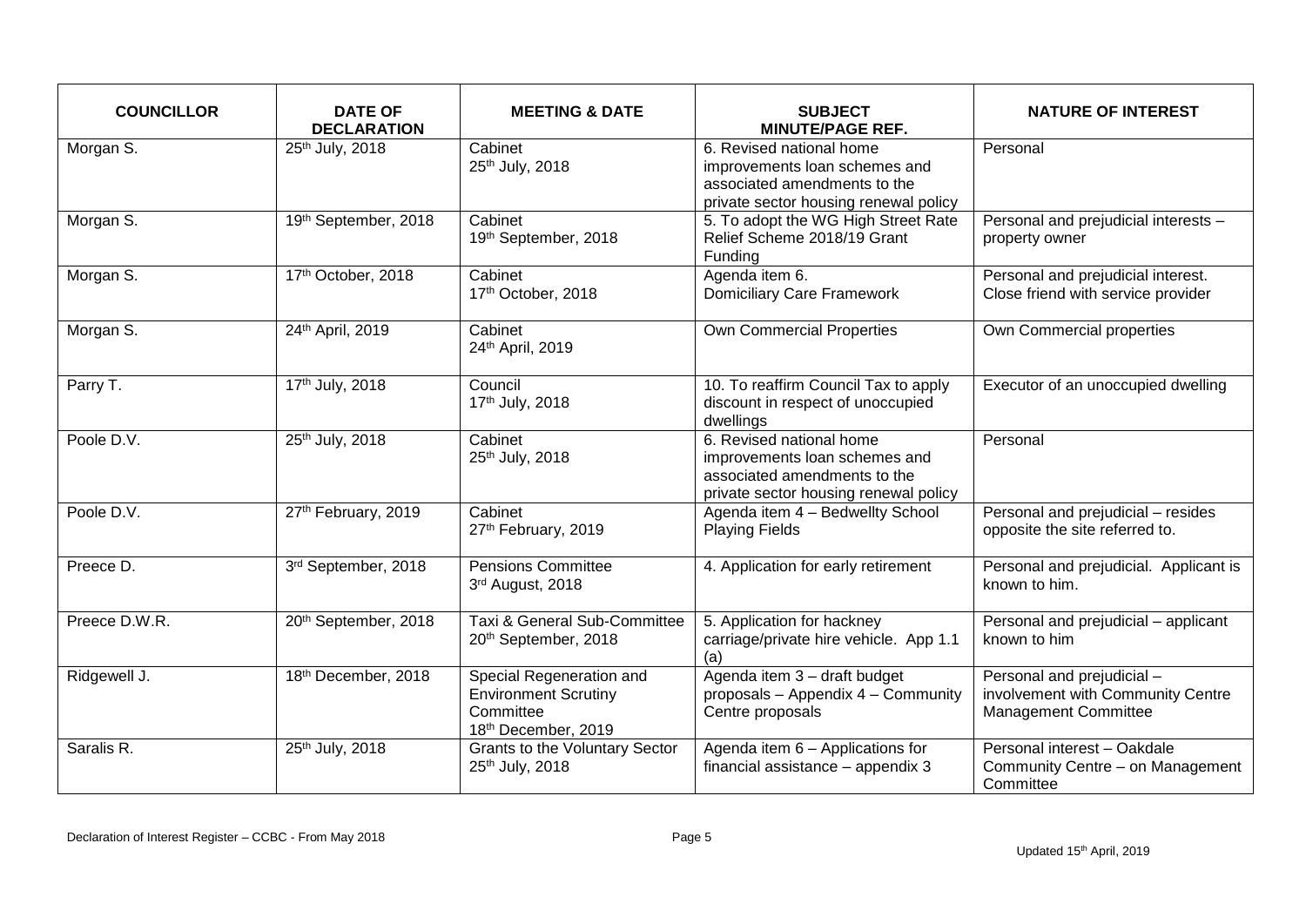| COUNCILLOR | DATE OF DECLARATION | MEETING & DATE | SUBJECT MINUTE/PAGE REF. | NATURE OF INTEREST |
|---|---|---|---|---|
| Morgan S. | 25th July, 2018 | Cabinet 25th July, 2018 | 6. Revised national home improvements loan schemes and associated amendments to the private sector housing renewal policy | Personal |
| Morgan S. | 19th September, 2018 | Cabinet 19th September, 2018 | 5. To adopt the WG High Street Rate Relief Scheme 2018/19 Grant Funding | Personal and prejudicial interests – property owner |
| Morgan S. | 17th October, 2018 | Cabinet 17th October, 2018 | Agenda item 6. Domiciliary Care Framework | Personal and prejudicial interest. Close friend with service provider |
| Morgan S. | 24th April, 2019 | Cabinet 24th April, 2019 | Own Commercial Properties | Own Commercial properties |
| Parry T. | 17th July, 2018 | Council 17th July, 2018 | 10. To reaffirm Council Tax to apply discount in respect of unoccupied dwellings | Executor of an unoccupied dwelling |
| Poole D.V. | 25th July, 2018 | Cabinet 25th July, 2018 | 6. Revised national home improvements loan schemes and associated amendments to the private sector housing renewal policy | Personal |
| Poole D.V. | 27th February, 2019 | Cabinet 27th February, 2019 | Agenda item 4 – Bedwellty School Playing Fields | Personal and prejudicial – resides opposite the site referred to. |
| Preece D. | 3rd September, 2018 | Pensions Committee 3rd August, 2018 | 4. Application for early retirement | Personal and prejudicial. Applicant is known to him. |
| Preece D.W.R. | 20th September, 2018 | Taxi & General Sub-Committee 20th September, 2018 | 5. Application for hackney carriage/private hire vehicle. App 1.1 (a) | Personal and prejudicial – applicant known to him |
| Ridgewell J. | 18th December, 2018 | Special Regeneration and Environment Scrutiny Committee 18th December, 2019 | Agenda item 3 – draft budget proposals – Appendix 4 – Community Centre proposals | Personal and prejudicial – involvement with Community Centre Management Committee |
| Saralis R. | 25th July, 2018 | Grants to the Voluntary Sector 25th July, 2018 | Agenda item 6 – Applications for financial assistance – appendix 3 | Personal interest – Oakdale Community Centre – on Management Committee |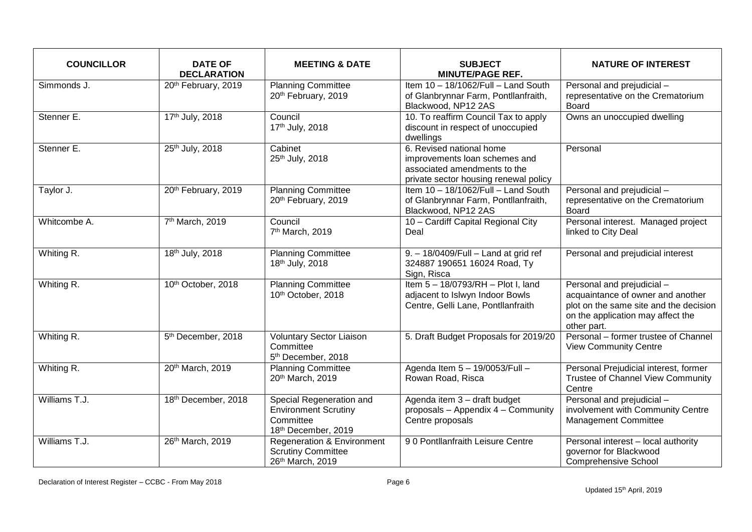| COUNCILLOR | DATE OF DECLARATION | MEETING & DATE | SUBJECT MINUTE/PAGE REF. | NATURE OF INTEREST |
|---|---|---|---|---|
| Simmonds J. | 20th February, 2019 | Planning Committee 20th February, 2019 | Item 10 – 18/1062/Full – Land South of Glanbrynnar Farm, Pontllanfraith, Blackwood, NP12 2AS | Personal and prejudicial – representative on the Crematorium Board |
| Stenner E. | 17th July, 2018 | Council 17th July, 2018 | 10. To reaffirm Council Tax to apply discount in respect of unoccupied dwellings | Owns an unoccupied dwelling |
| Stenner E. | 25th July, 2018 | Cabinet 25th July, 2018 | 6. Revised national home improvements loan schemes and associated amendments to the private sector housing renewal policy | Personal |
| Taylor J. | 20th February, 2019 | Planning Committee 20th February, 2019 | Item 10 – 18/1062/Full – Land South of Glanbrynnar Farm, Pontllanfraith, Blackwood, NP12 2AS | Personal and prejudicial – representative on the Crematorium Board |
| Whitcombe A. | 7th March, 2019 | Council 7th March, 2019 | 10 – Cardiff Capital Regional City Deal | Personal interest. Managed project linked to City Deal |
| Whiting R. | 18th July, 2018 | Planning Committee 18th July, 2018 | 9. – 18/0409/Full – Land at grid ref 324887 190651 16024 Road, Ty Sign, Risca | Personal and prejudicial interest |
| Whiting R. | 10th October, 2018 | Planning Committee 10th October, 2018 | Item 5 – 18/0793/RH – Plot I, land adjacent to Islwyn Indoor Bowls Centre, Gelli Lane, Pontllanfraith | Personal and prejudicial – acquaintance of owner and another plot on the same site and the decision on the application may affect the other part. |
| Whiting R. | 5th December, 2018 | Voluntary Sector Liaison Committee 5th December, 2018 | 5. Draft Budget Proposals for 2019/20 | Personal – former trustee of Channel View Community Centre |
| Whiting R. | 20th March, 2019 | Planning Committee 20th March, 2019 | Agenda Item 5 – 19/0053/Full – Rowan Road, Risca | Personal Prejudicial interest, former Trustee of Channel View Community Centre |
| Williams T.J. | 18th December, 2018 | Special Regeneration and Environment Scrutiny Committee 18th December, 2019 | Agenda item 3 – draft budget proposals – Appendix 4 – Community Centre proposals | Personal and prejudicial – involvement with Community Centre Management Committee |
| Williams T.J. | 26th March, 2019 | Regeneration & Environment Scrutiny Committee 26th March, 2019 | 9 0 Pontllanfraith Leisure Centre | Personal interest – local authority governor for Blackwood Comprehensive School |

Declaration of Interest Register – CCBC - From May 2018

Updated 15th April, 2019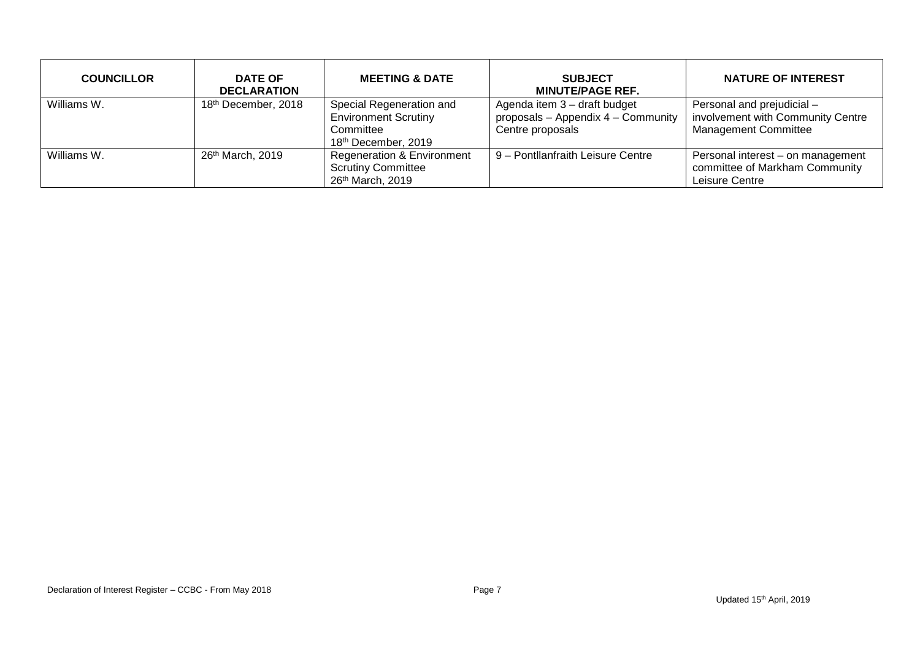| COUNCILLOR | DATE OF DECLARATION | MEETING & DATE | SUBJECT MINUTE/PAGE REF. | NATURE OF INTEREST |
|---|---|---|---|---|
| Williams W. | 18th December, 2018 | Special Regeneration and Environment Scrutiny Committee 18th December, 2019 | Agenda item 3 – draft budget proposals – Appendix 4 – Community Centre proposals | Personal and prejudicial – involvement with Community Centre Management Committee |
| Williams W. | 26th March, 2019 | Regeneration & Environment Scrutiny Committee 26th March, 2019 | 9 – Pontllanfraith Leisure Centre | Personal interest – on management committee of Markham Community Leisure Centre |